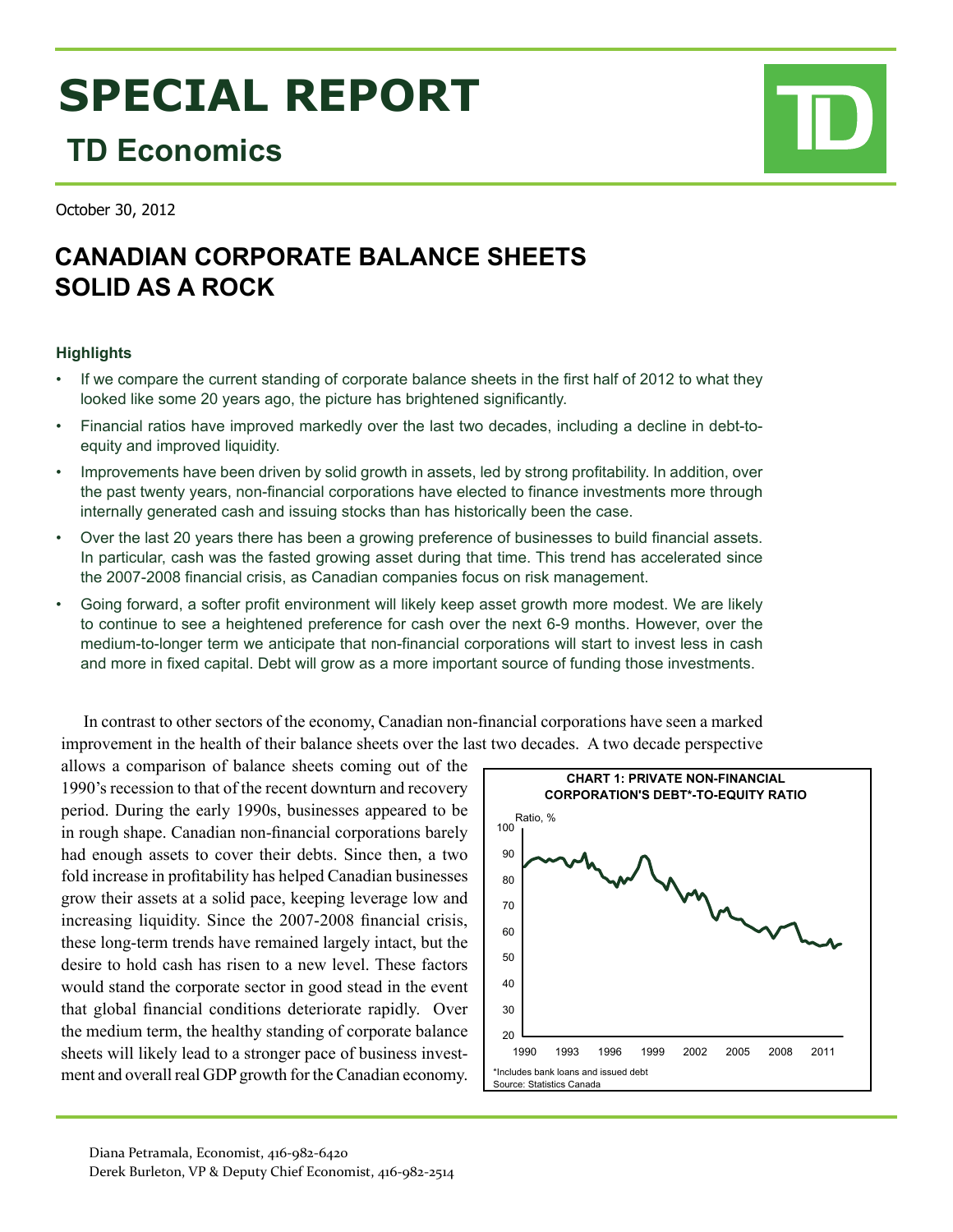# SPECIAL REPORT

## TD Economics

October 30, 2012

## CANADIAN CORPORATE BALANCE SHEETS SOLID AS A ROCK

### Highlights

- If we compare the current standing of corporate balance sheets in the first half of 2012 to what they looked like some 20 years ago, the picture has brightened significantly.
- Financial ratios have improved markedly over the last two decades, including a decline in debt-to-equity and improved liquidity.
- Improvements have been driven by solid growth in assets, led by strong profitability. In addition, over the past twenty years, non-financial corporations have elected to finance investments more through internally generated cash and issuing stocks than has historically been the case.
- Over the last 20 years there has been a growing preference of businesses to build financial assets. In particular, cash was the fasted growing asset during that time. This trend has accelerated since the 2007-2008 financial crisis, as Canadian companies focus on risk management.
- Going forward, a softer profit environment will likely keep asset growth more modest. We are likely to continue to see a heightened preference for cash over the next 6-9 months. However, over the medium-to-longer term we anticipate that non-financial corporations will start to invest less in cash and more in fixed capital. Debt will grow as a more important source of funding those investments.

In contrast to other sectors of the economy, Canadian non-financial corporations have seen a marked improvement in the health of their balance sheets over the last two decades. A two decade perspective allows a comparison of balance sheets coming out of the 1990's recession to that of the recent downturn and recovery period. During the early 1990s, businesses appeared to be in rough shape. Canadian non-financial corporations barely had enough assets to cover their debts. Since then, a two fold increase in profitability has helped Canadian businesses grow their assets at a solid pace, keeping leverage low and increasing liquidity. Since the 2007-2008 financial crisis, these long-term trends have remained largely intact, but the desire to hold cash has risen to a new level. These factors would stand the corporate sector in good stead in the event that global financial conditions deteriorate rapidly. Over the medium term, the healthy standing of corporate balance sheets will likely lead to a stronger pace of business investment and overall real GDP growth for the Canadian economy.

**CHART 1: PRIVATE NON-FINANCIAL CORPORATION'S DEBT*-TO-EQUITY RATIO**

*Includes bank loans and issued debt
Source: Statistics Canada

Diana Petramala, Economist, 416-982-6420
Derek Burleton, VP & Deputy Chief Economist, 416-982-2514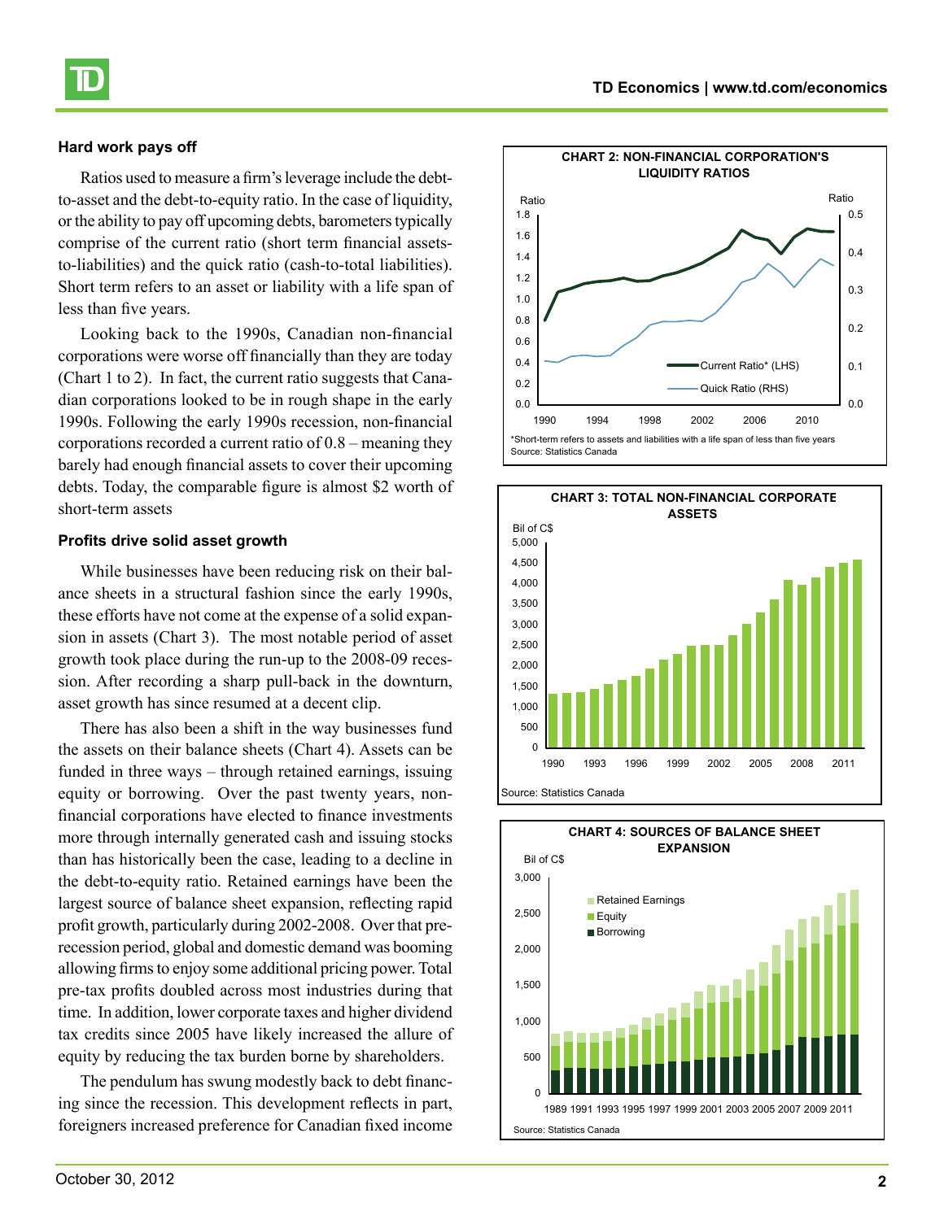### Hard work pays off

Ratios used to measure a firm's leverage include the debt-to-asset and the debt-to-equity ratio. In the case of liquidity, or the ability to pay off upcoming debts, barometers typically comprise of the current ratio (short term financial assets-to-liabilities) and the quick ratio (cash-to-total liabilities). Short term refers to an asset or liability with a life span of less than five years.

Looking back to the 1990s, Canadian non-financial corporations were worse off financially than they are today (Chart 1 to 2). In fact, the current ratio suggests that Canadian corporations looked to be in rough shape in the early 1990s. Following the early 1990s recession, non-financial corporations recorded a current ratio of 0.8 – meaning they barely had enough financial assets to cover their upcoming debts. Today, the comparable figure is almost $2 worth of short-term assets

### Profits drive solid asset growth

While businesses have been reducing risk on their balance sheets in a structural fashion since the early 1990s, these efforts have not come at the expense of a solid expansion in assets (Chart 3). The most notable period of asset growth took place during the run-up to the 2008-09 recession. After recording a sharp pull-back in the downturn, asset growth has since resumed at a decent clip.

There has also been a shift in the way businesses fund the assets on their balance sheets (Chart 4). Assets can be funded in three ways – through retained earnings, issuing equity or borrowing. Over the past twenty years, non-financial corporations have elected to finance investments more through internally generated cash and issuing stocks than has historically been the case, leading to a decline in the debt-to-equity ratio. Retained earnings have been the largest source of balance sheet expansion, reflecting rapid profit growth, particularly during 2002-2008. Over that pre-recession period, global and domestic demand was booming allowing firms to enjoy some additional pricing power. Total pre-tax profits doubled across most industries during that time. In addition, lower corporate taxes and higher dividend tax credits since 2005 have likely increased the allure of equity by reducing the tax burden borne by shareholders.

The pendulum has swung modestly back to debt financing since the recession. This development reflects in part, foreigners increased preference for Canadian fixed income

**CHART 2: NON-FINANCIAL CORPORATION'S LIQUIDITY RATIOS**

*Short-term refers to assets and liabilities with a life span of less than five years
Source: Statistics Canada

**CHART 3: TOTAL NON-FINANCIAL CORPORATE ASSETS**

Source: Statistics Canada

**CHART 4: SOURCES OF BALANCE SHEET EXPANSION**

Source: Statistics Canada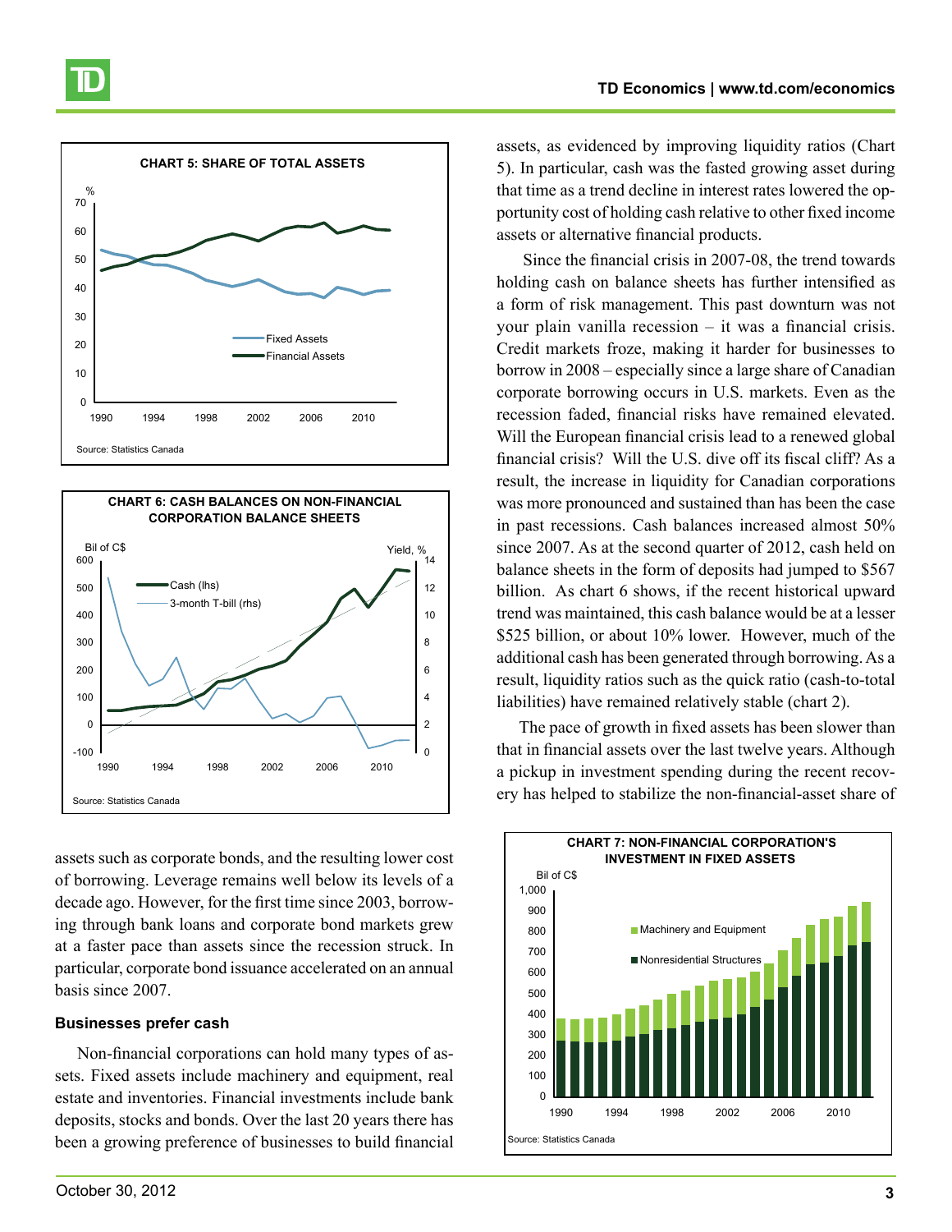**CHART 5: SHARE OF TOTAL ASSETS**

Source: Statistics Canada

**CHART 6: CASH BALANCES ON NON-FINANCIAL CORPORATION BALANCE SHEETS**

Source: Statistics Canada

assets such as corporate bonds, and the resulting lower cost of borrowing. Leverage remains well below its levels of a decade ago. However, for the first time since 2003, borrowing through bank loans and corporate bond markets grew at a faster pace than assets since the recession struck. In particular, corporate bond issuance accelerated on an annual basis since 2007.

### Businesses prefer cash

Non-financial corporations can hold many types of assets. Fixed assets include machinery and equipment, real estate and inventories. Financial investments include bank deposits, stocks and bonds. Over the last 20 years there has been a growing preference of businesses to build financial assets, as evidenced by improving liquidity ratios (Chart 5). In particular, cash was the fasted growing asset during that time as a trend decline in interest rates lowered the opportunity cost of holding cash relative to other fixed income assets or alternative financial products.

Since the financial crisis in 2007-08, the trend towards holding cash on balance sheets has further intensified as a form of risk management. This past downturn was not your plain vanilla recession – it was a financial crisis. Credit markets froze, making it harder for businesses to borrow in 2008 – especially since a large share of Canadian corporate borrowing occurs in U.S. markets. Even as the recession faded, financial risks have remained elevated. Will the European financial crisis lead to a renewed global financial crisis? Will the U.S. dive off its fiscal cliff? As a result, the increase in liquidity for Canadian corporations was more pronounced and sustained than has been the case in past recessions. Cash balances increased almost 50% since 2007. As at the second quarter of 2012, cash held on balance sheets in the form of deposits had jumped to $567 billion. As chart 6 shows, if the recent historical upward trend was maintained, this cash balance would be at a lesser $525 billion, or about 10% lower. However, much of the additional cash has been generated through borrowing. As a result, liquidity ratios such as the quick ratio (cash-to-total liabilities) have remained relatively stable (chart 2).

The pace of growth in fixed assets has been slower than that in financial assets over the last twelve years. Although a pickup in investment spending during the recent recovery has helped to stabilize the non-financial-asset share of

**CHART 7: NON-FINANCIAL CORPORATION'S INVESTMENT IN FIXED ASSETS**

Source: Statistics Canada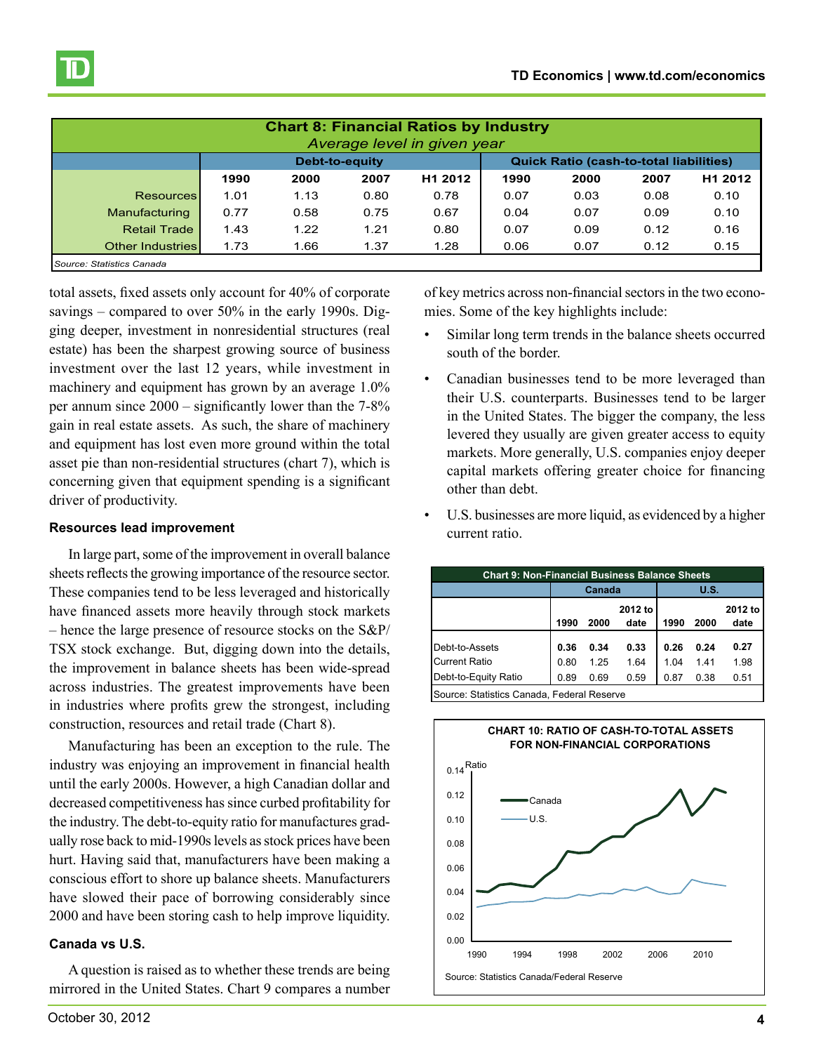| Chart 8: Financial Ratios by Industry<br>*Average level in given year* | | | | | | | | |
|---|---|---|---|---|---|---|---|---|
| | Debt-to-equity | | | | Quick Ratio (cash-to-total liabilities) | | | |
| | 1990 | 2000 | 2007 | H1 2012 | 1990 | 2000 | 2007 | H1 2012 |
| Resources | 1.01 | 1.13 | 0.80 | 0.78 | 0.07 | 0.03 | 0.08 | 0.10 |
| Manufacturing | 0.77 | 0.58 | 0.75 | 0.67 | 0.04 | 0.07 | 0.09 | 0.10 |
| Retail Trade | 1.43 | 1.22 | 1.21 | 0.80 | 0.07 | 0.09 | 0.12 | 0.16 |
| Other Industries | 1.73 | 1.66 | 1.37 | 1.28 | 0.06 | 0.07 | 0.12 | 0.15 |

*Source: Statistics Canada*

total assets, fixed assets only account for 40% of corporate savings – compared to over 50% in the early 1990s. Digging deeper, investment in nonresidential structures (real estate) has been the sharpest growing source of business investment over the last 12 years, while investment in machinery and equipment has grown by an average 1.0% per annum since 2000 – significantly lower than the 7-8% gain in real estate assets. As such, the share of machinery and equipment has lost even more ground within the total asset pie than non-residential structures (chart 7), which is concerning given that equipment spending is a significant driver of productivity.

### Resources lead improvement

In large part, some of the improvement in overall balance sheets reflects the growing importance of the resource sector. These companies tend to be less leveraged and historically have financed assets more heavily through stock markets – hence the large presence of resource stocks on the S&P/TSX stock exchange. But, digging down into the details, the improvement in balance sheets has been wide-spread across industries. The greatest improvements have been in industries where profits grew the strongest, including construction, resources and retail trade (Chart 8).

Manufacturing has been an exception to the rule. The industry was enjoying an improvement in financial health until the early 2000s. However, a high Canadian dollar and decreased competitiveness has since curbed profitability for the industry. The debt-to-equity ratio for manufactures gradually rose back to mid-1990s levels as stock prices have been hurt. Having said that, manufacturers have been making a conscious effort to shore up balance sheets. Manufacturers have slowed their pace of borrowing considerably since 2000 and have been storing cash to help improve liquidity.

### Canada vs U.S.

A question is raised as to whether these trends are being mirrored in the United States. Chart 9 compares a number of key metrics across non-financial sectors in the two economies. Some of the key highlights include:

- Similar long term trends in the balance sheets occurred south of the border.
- Canadian businesses tend to be more leveraged than their U.S. counterparts. Businesses tend to be larger in the United States. The bigger the company, the less levered they usually are given greater access to equity markets. More generally, U.S. companies enjoy deeper capital markets offering greater choice for financing other than debt.
- U.S. businesses are more liquid, as evidenced by a higher current ratio.

| Chart 9: Non-Financial Business Balance Sheets | | | | | | |
|---|---|---|---|---|---|---|
| | Canada | | | U.S. | | |
| | 1990 | 2000 | 2012 to date | 1990 | 2000 | 2012 to date |
| Debt-to-Assets | **0.36** | **0.34** | **0.33** | **0.26** | **0.24** | **0.27** |
| Current Ratio | 0.80 | 1.25 | 1.64 | 1.04 | 1.41 | 1.98 |
| Debt-to-Equity Ratio | 0.89 | 0.69 | 0.59 | 0.87 | 0.38 | 0.51 |

Source: Statistics Canada, Federal Reserve

CHART 10: RATIO OF CASH-TO-TOTAL ASSETS FOR NON-FINANCIAL CORPORATIONS

Source: Statistics Canada/Federal Reserve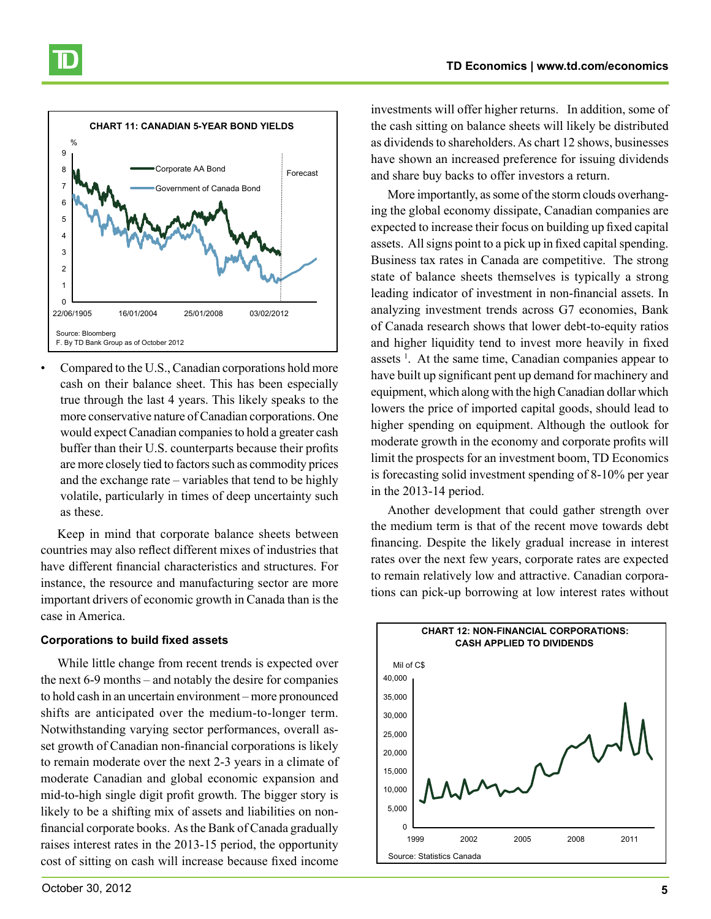**CHART 11: CANADIAN 5-YEAR BOND YIELDS**

Source: Bloomberg
F. By TD Bank Group as of October 2012

- Compared to the U.S., Canadian corporations hold more cash on their balance sheet. This has been especially true through the last 4 years. This likely speaks to the more conservative nature of Canadian corporations. One would expect Canadian companies to hold a greater cash buffer than their U.S. counterparts because their profits are more closely tied to factors such as commodity prices and the exchange rate – variables that tend to be highly volatile, particularly in times of deep uncertainty such as these.

Keep in mind that corporate balance sheets between countries may also reflect different mixes of industries that have different financial characteristics and structures. For instance, the resource and manufacturing sector are more important drivers of economic growth in Canada than is the case in America.

**Corporations to build fixed assets**

While little change from recent trends is expected over the next 6-9 months – and notably the desire for companies to hold cash in an uncertain environment – more pronounced shifts are anticipated over the medium-to-longer term. Notwithstanding varying sector performances, overall asset growth of Canadian non-financial corporations is likely to remain moderate over the next 2-3 years in a climate of moderate Canadian and global economic expansion and mid-to-high single digit profit growth. The bigger story is likely to be a shifting mix of assets and liabilities on non-financial corporate books. As the Bank of Canada gradually raises interest rates in the 2013-15 period, the opportunity cost of sitting on cash will increase because fixed income investments will offer higher returns. In addition, some of the cash sitting on balance sheets will likely be distributed as dividends to shareholders. As chart 12 shows, businesses have shown an increased preference for issuing dividends and share buy backs to offer investors a return.

More importantly, as some of the storm clouds overhanging the global economy dissipate, Canadian companies are expected to increase their focus on building up fixed capital assets. All signs point to a pick up in fixed capital spending. Business tax rates in Canada are competitive. The strong state of balance sheets themselves is typically a strong leading indicator of investment in non-financial assets. In analyzing investment trends across G7 economies, Bank of Canada research shows that lower debt-to-equity ratios and higher liquidity tend to invest more heavily in fixed assets [1]. At the same time, Canadian companies appear to have built up significant pent up demand for machinery and equipment, which along with the high Canadian dollar which lowers the price of imported capital goods, should lead to higher spending on equipment. Although the outlook for moderate growth in the economy and corporate profits will limit the prospects for an investment boom, TD Economics is forecasting solid investment spending of 8-10% per year in the 2013-14 period.

Another development that could gather strength over the medium term is that of the recent move towards debt financing. Despite the likely gradual increase in interest rates over the next few years, corporate rates are expected to remain relatively low and attractive. Canadian corporations can pick-up borrowing at low interest rates without

**CHART 12: NON-FINANCIAL CORPORATIONS: CASH APPLIED TO DIVIDENDS**

Source: Statistics Canada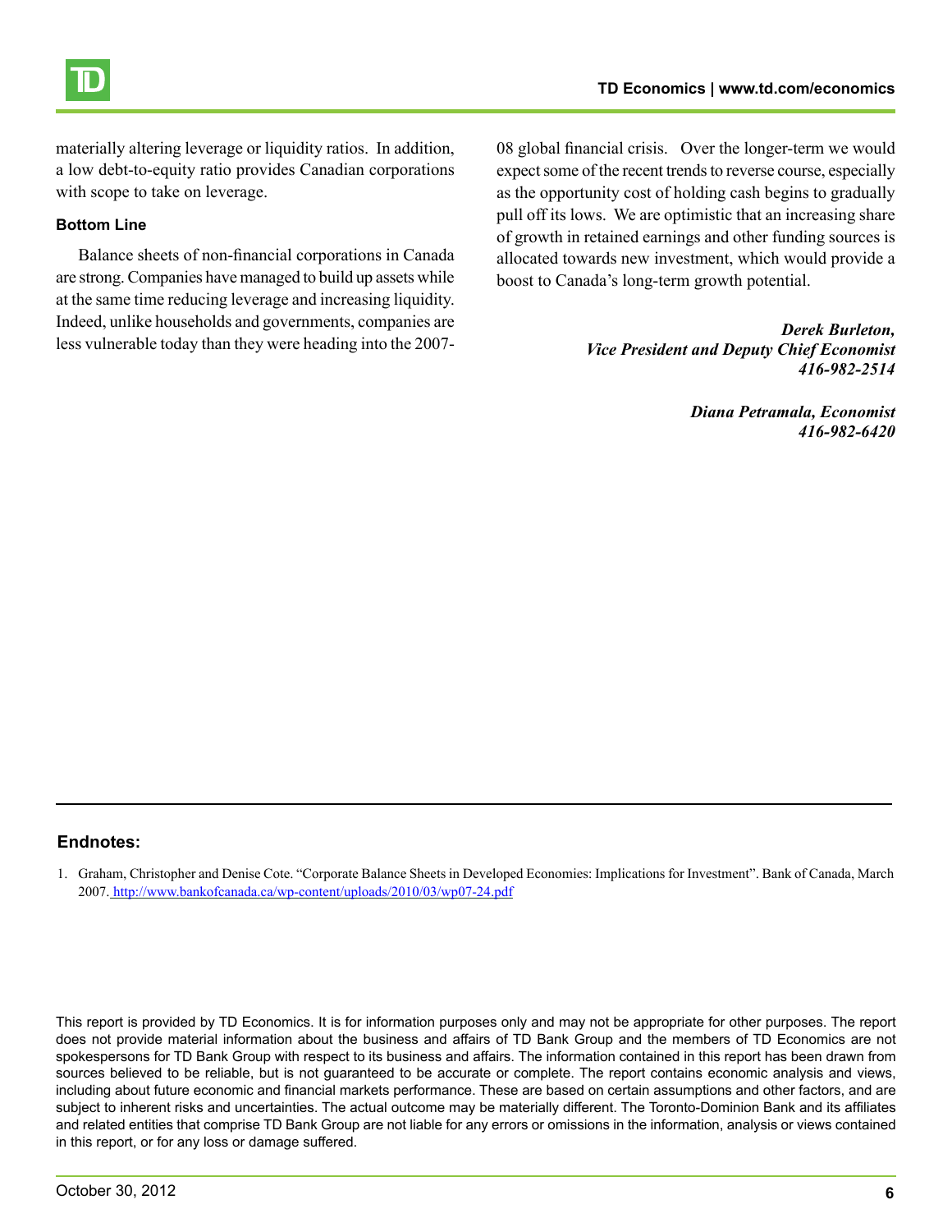materially altering leverage or liquidity ratios. In addition, a low debt-to-equity ratio provides Canadian corporations with scope to take on leverage.

### Bottom Line

Balance sheets of non-financial corporations in Canada are strong. Companies have managed to build up assets while at the same time reducing leverage and increasing liquidity. Indeed, unlike households and governments, companies are less vulnerable today than they were heading into the 2007-08 global financial crisis. Over the longer-term we would expect some of the recent trends to reverse course, especially as the opportunity cost of holding cash begins to gradually pull off its lows. We are optimistic that an increasing share of growth in retained earnings and other funding sources is allocated towards new investment, which would provide a boost to Canada's long-term growth potential.

***Derek Burleton,***
***Vice President and Deputy Chief Economist***
***416-982-2514***

***Diana Petramala, Economist***
***416-982-6420***

---

### Endnotes:

1. Graham, Christopher and Denise Cote. "Corporate Balance Sheets in Developed Economies: Implications for Investment". Bank of Canada, March 2007. http://www.bankofcanada.ca/wp-content/uploads/2010/03/wp07-24.pdf

This report is provided by TD Economics. It is for information purposes only and may not be appropriate for other purposes. The report does not provide material information about the business and affairs of TD Bank Group and the members of TD Economics are not spokespersons for TD Bank Group with respect to its business and affairs. The information contained in this report has been drawn from sources believed to be reliable, but is not guaranteed to be accurate or complete. The report contains economic analysis and views, including about future economic and financial markets performance. These are based on certain assumptions and other factors, and are subject to inherent risks and uncertainties. The actual outcome may be materially different. The Toronto-Dominion Bank and its affiliates and related entities that comprise TD Bank Group are not liable for any errors or omissions in the information, analysis or views contained in this report, or for any loss or damage suffered.